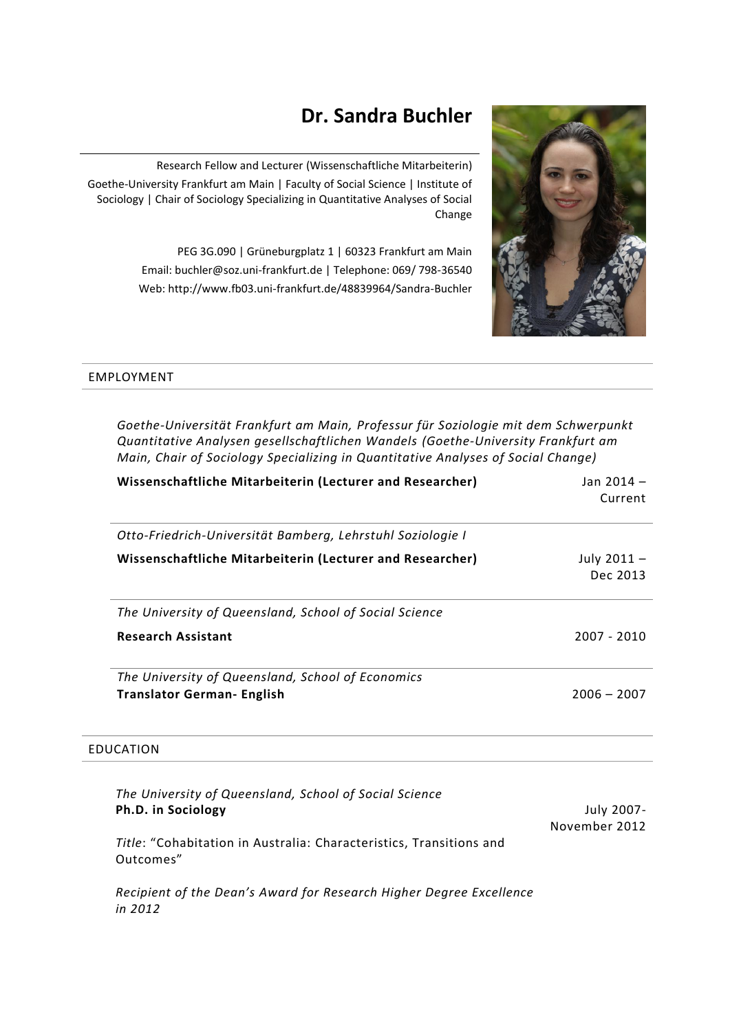# Dr. Sandra Buchler

Research Fellow and Lecturer (Wissenschaftliche Mitarbeiterin)
Goethe-University Frankfurt am Main | Faculty of Social Science | Institute of Sociology | Chair of Sociology Specializing in Quantitative Analyses of Social Change

PEG 3G.090 | Grüneburgplatz 1 | 60323 Frankfurt am Main
Email: buchler@soz.uni-frankfurt.de | Telephone: 069/ 798-36540
Web: http://www.fb03.uni-frankfurt.de/48839964/Sandra-Buchler

## EMPLOYMENT

*Goethe-Universität Frankfurt am Main, Professur für Soziologie mit dem Schwerpunkt Quantitative Analysen gesellschaftlichen Wandels (Goethe-University Frankfurt am Main, Chair of Sociology Specializing in Quantitative Analyses of Social Change)*

**Wissenschaftliche Mitarbeiterin (Lecturer and Researcher)** — Jan 2014 – Current

*Otto-Friedrich-Universität Bamberg, Lehrstuhl Soziologie I*

**Wissenschaftliche Mitarbeiterin (Lecturer and Researcher)** — July 2011 – Dec 2013

*The University of Queensland, School of Social Science*

**Research Assistant** — 2007 - 2010

*The University of Queensland, School of Economics*

**Translator German- English** — 2006 – 2007

## EDUCATION

*The University of Queensland, School of Social Science*

**Ph.D. in Sociology** — July 2007- November 2012

*Title*: "Cohabitation in Australia: Characteristics, Transitions and Outcomes"

*Recipient of the Dean's Award for Research Higher Degree Excellence in 2012*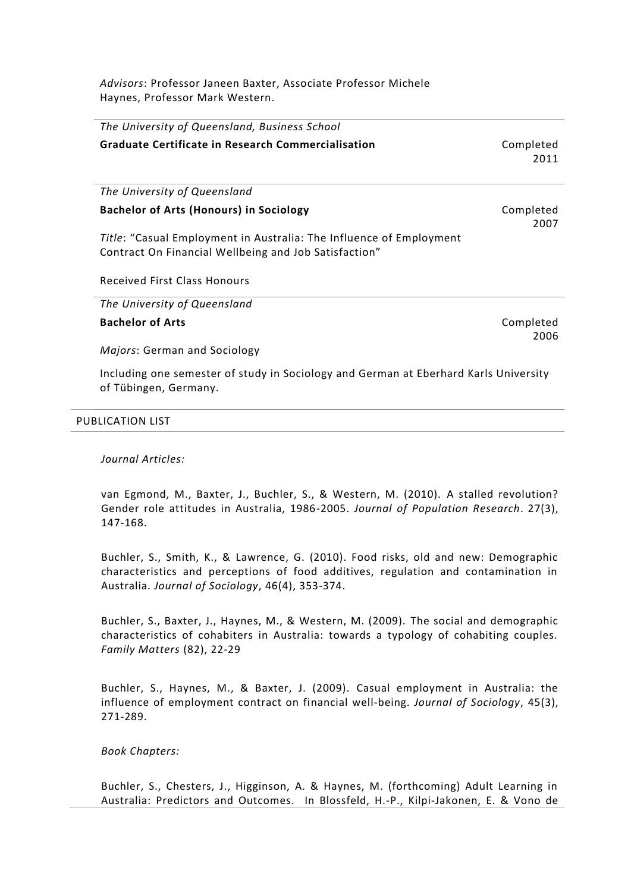*Advisors*: Professor Janeen Baxter, Associate Professor Michele Haynes, Professor Mark Western.

---

*The University of Queensland, Business School*

**Graduate Certificate in Research Commercialisation** — Completed 2011

---

*The University of Queensland*

**Bachelor of Arts (Honours) in Sociology** — Completed 2007

*Title*: "Casual Employment in Australia: The Influence of Employment Contract On Financial Wellbeing and Job Satisfaction"

Received First Class Honours

---

*The University of Queensland*

**Bachelor of Arts** — Completed 2006

*Majors*: German and Sociology

Including one semester of study in Sociology and German at Eberhard Karls University of Tübingen, Germany.

---

## PUBLICATION LIST

*Journal Articles:*

van Egmond, M., Baxter, J., Buchler, S., & Western, M. (2010). A stalled revolution? Gender role attitudes in Australia, 1986-2005. *Journal of Population Research*. 27(3), 147-168.

Buchler, S., Smith, K., & Lawrence, G. (2010). Food risks, old and new: Demographic characteristics and perceptions of food additives, regulation and contamination in Australia. *Journal of Sociology*, 46(4), 353-374.

Buchler, S., Baxter, J., Haynes, M., & Western, M. (2009). The social and demographic characteristics of cohabiters in Australia: towards a typology of cohabiting couples. *Family Matters* (82), 22-29

Buchler, S., Haynes, M., & Baxter, J. (2009). Casual employment in Australia: the influence of employment contract on financial well-being. *Journal of Sociology*, 45(3), 271-289.

*Book Chapters:*

Buchler, S., Chesters, J., Higginson, A. & Haynes, M. (forthcoming) Adult Learning in Australia: Predictors and Outcomes. In Blossfeld, H.-P., Kilpi-Jakonen, E. & Vono de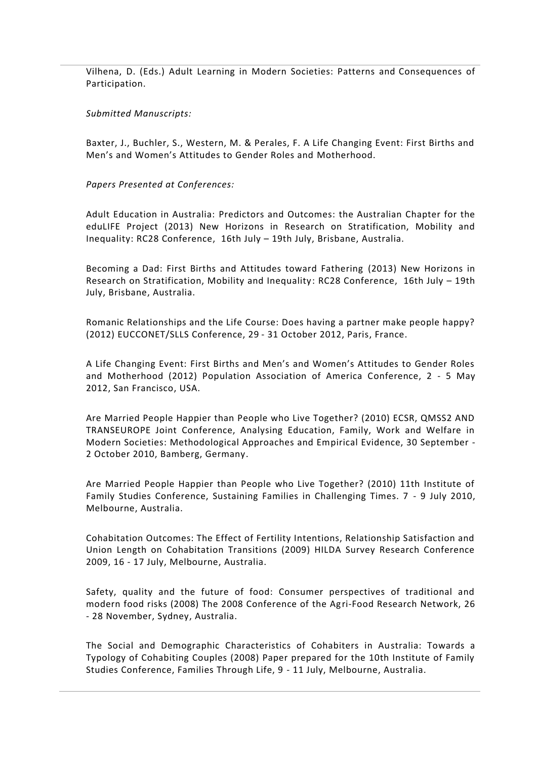Vilhena, D. (Eds.) Adult Learning in Modern Societies: Patterns and Consequences of Participation.

*Submitted Manuscripts:*

Baxter, J., Buchler, S., Western, M. & Perales, F. A Life Changing Event: First Births and Men's and Women's Attitudes to Gender Roles and Motherhood.

*Papers Presented at Conferences:*

Adult Education in Australia: Predictors and Outcomes: the Australian Chapter for the eduLIFE Project (2013) New Horizons in Research on Stratification, Mobility and Inequality: RC28 Conference, 16th July – 19th July, Brisbane, Australia.

Becoming a Dad: First Births and Attitudes toward Fathering (2013) New Horizons in Research on Stratification, Mobility and Inequality: RC28 Conference, 16th July – 19th July, Brisbane, Australia.

Romanic Relationships and the Life Course: Does having a partner make people happy? (2012) EUCCONET/SLLS Conference, 29 - 31 October 2012, Paris, France.

A Life Changing Event: First Births and Men's and Women's Attitudes to Gender Roles and Motherhood (2012) Population Association of America Conference, 2 - 5 May 2012, San Francisco, USA.

Are Married People Happier than People who Live Together? (2010) ECSR, QMSS2 AND TRANSEUROPE Joint Conference, Analysing Education, Family, Work and Welfare in Modern Societies: Methodological Approaches and Empirical Evidence, 30 September - 2 October 2010, Bamberg, Germany.

Are Married People Happier than People who Live Together? (2010) 11th Institute of Family Studies Conference, Sustaining Families in Challenging Times. 7 - 9 July 2010, Melbourne, Australia.

Cohabitation Outcomes: The Effect of Fertility Intentions, Relationship Satisfaction and Union Length on Cohabitation Transitions (2009) HILDA Survey Research Conference 2009, 16 - 17 July, Melbourne, Australia.

Safety, quality and the future of food: Consumer perspectives of traditional and modern food risks (2008) The 2008 Conference of the Agri-Food Research Network, 26 - 28 November, Sydney, Australia.

The Social and Demographic Characteristics of Cohabiters in Australia: Towards a Typology of Cohabiting Couples (2008) Paper prepared for the 10th Institute of Family Studies Conference, Families Through Life, 9 - 11 July, Melbourne, Australia.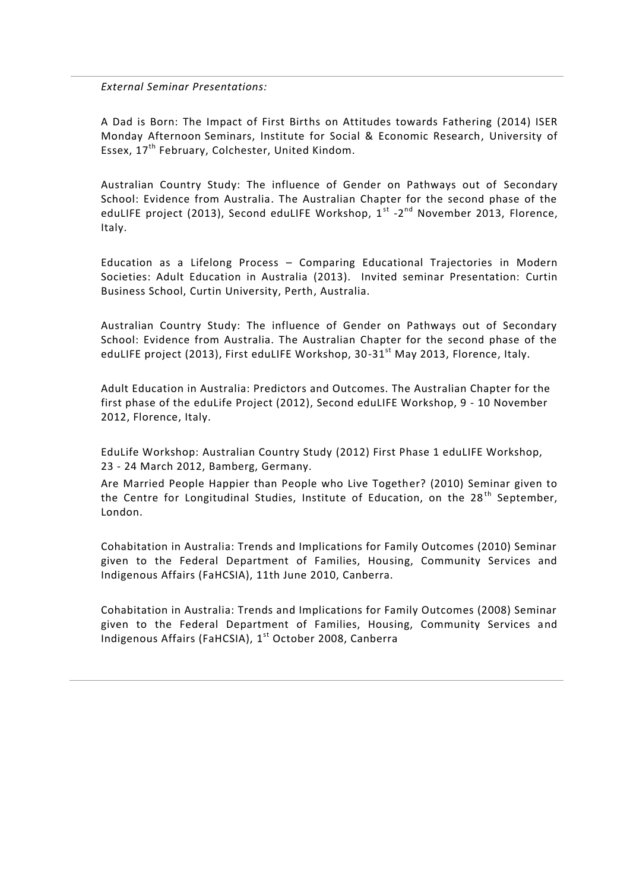*External Seminar Presentations:*

A Dad is Born: The Impact of First Births on Attitudes towards Fathering (2014) ISER Monday Afternoon Seminars, Institute for Social & Economic Research, University of Essex, 17th February, Colchester, United Kindom.

Australian Country Study: The influence of Gender on Pathways out of Secondary School: Evidence from Australia. The Australian Chapter for the second phase of the eduLIFE project (2013), Second eduLIFE Workshop, 1st -2nd November 2013, Florence, Italy.

Education as a Lifelong Process – Comparing Educational Trajectories in Modern Societies: Adult Education in Australia (2013). Invited seminar Presentation: Curtin Business School, Curtin University, Perth, Australia.

Australian Country Study: The influence of Gender on Pathways out of Secondary School: Evidence from Australia. The Australian Chapter for the second phase of the eduLIFE project (2013), First eduLIFE Workshop, 30-31st May 2013, Florence, Italy.

Adult Education in Australia: Predictors and Outcomes. The Australian Chapter for the first phase of the eduLife Project (2012), Second eduLIFE Workshop, 9 - 10 November 2012, Florence, Italy.

EduLife Workshop: Australian Country Study (2012) First Phase 1 eduLIFE Workshop, 23 - 24 March 2012, Bamberg, Germany.

Are Married People Happier than People who Live Together? (2010) Seminar given to the Centre for Longitudinal Studies, Institute of Education, on the 28th September, London.

Cohabitation in Australia: Trends and Implications for Family Outcomes (2010) Seminar given to the Federal Department of Families, Housing, Community Services and Indigenous Affairs (FaHCSIA), 11th June 2010, Canberra.

Cohabitation in Australia: Trends and Implications for Family Outcomes (2008) Seminar given to the Federal Department of Families, Housing, Community Services and Indigenous Affairs (FaHCSIA), 1st October 2008, Canberra